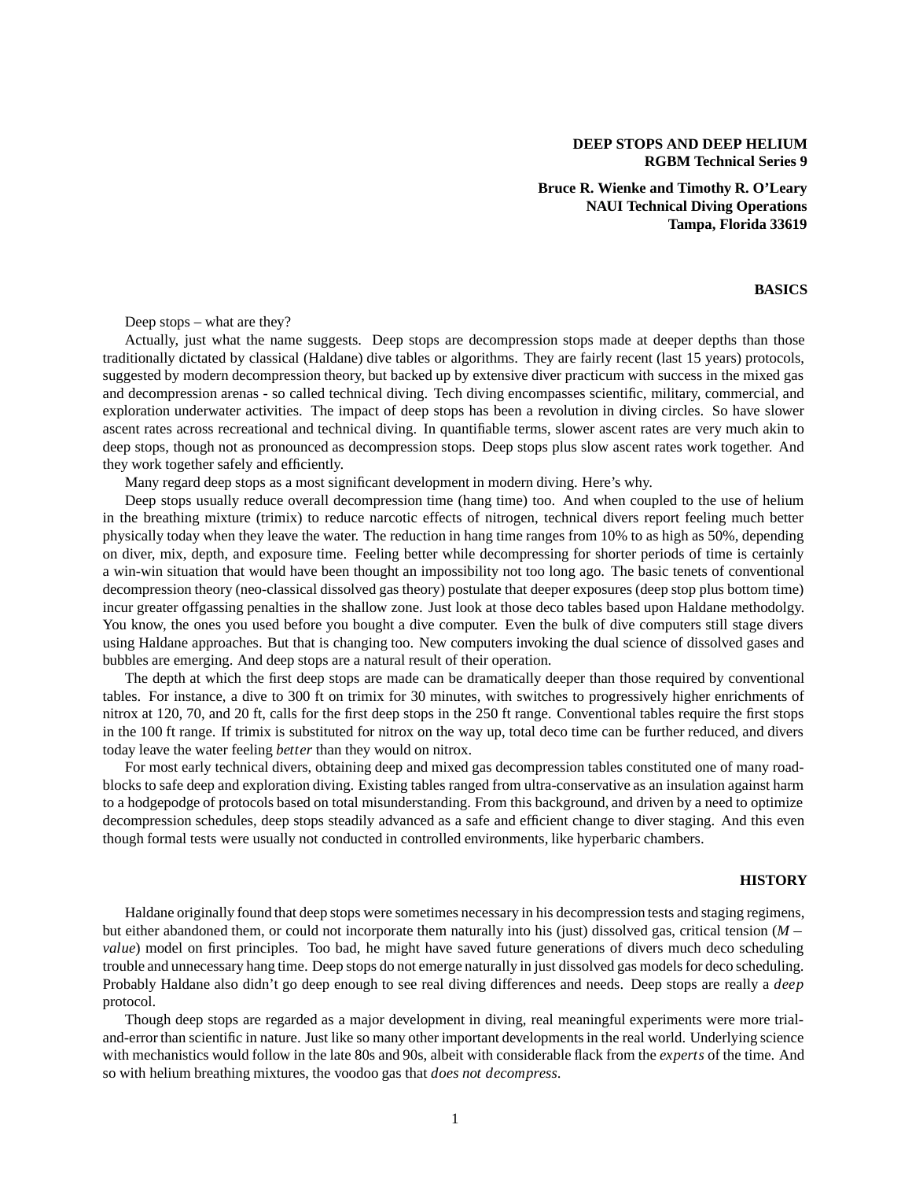**DEEP STOPS AND DEEP HELIUM**
**RGBM Technical Series 9**

**Bruce R. Wienke and Timothy R. O'Leary**
**NAUI Technical Diving Operations**
**Tampa, Florida 33619**

## BASICS

Deep stops – what are they?

Actually, just what the name suggests. Deep stops are decompression stops made at deeper depths than those traditionally dictated by classical (Haldane) dive tables or algorithms. They are fairly recent (last 15 years) protocols, suggested by modern decompression theory, but backed up by extensive diver practicum with success in the mixed gas and decompression arenas - so called technical diving. Tech diving encompasses scientific, military, commercial, and exploration underwater activities. The impact of deep stops has been a revolution in diving circles. So have slower ascent rates across recreational and technical diving. In quantifiable terms, slower ascent rates are very much akin to deep stops, though not as pronounced as decompression stops. Deep stops plus slow ascent rates work together. And they work together safely and efficiently.

Many regard deep stops as a most significant development in modern diving. Here's why.

Deep stops usually reduce overall decompression time (hang time) too. And when coupled to the use of helium in the breathing mixture (trimix) to reduce narcotic effects of nitrogen, technical divers report feeling much better physically today when they leave the water. The reduction in hang time ranges from 10% to as high as 50%, depending on diver, mix, depth, and exposure time. Feeling better while decompressing for shorter periods of time is certainly a win-win situation that would have been thought an impossibility not too long ago. The basic tenets of conventional decompression theory (neo-classical dissolved gas theory) postulate that deeper exposures (deep stop plus bottom time) incur greater offgassing penalties in the shallow zone. Just look at those deco tables based upon Haldane methodolgy. You know, the ones you used before you bought a dive computer. Even the bulk of dive computers still stage divers using Haldane approaches. But that is changing too. New computers invoking the dual science of dissolved gases and bubbles are emerging. And deep stops are a natural result of their operation.

The depth at which the first deep stops are made can be dramatically deeper than those required by conventional tables. For instance, a dive to 300 ft on trimix for 30 minutes, with switches to progressively higher enrichments of nitrox at 120, 70, and 20 ft, calls for the first deep stops in the 250 ft range. Conventional tables require the first stops in the 100 ft range. If trimix is substituted for nitrox on the way up, total deco time can be further reduced, and divers today leave the water feeling *better* than they would on nitrox.

For most early technical divers, obtaining deep and mixed gas decompression tables constituted one of many roadblocks to safe deep and exploration diving. Existing tables ranged from ultra-conservative as an insulation against harm to a hodgepodge of protocols based on total misunderstanding. From this background, and driven by a need to optimize decompression schedules, deep stops steadily advanced as a safe and efficient change to diver staging. And this even though formal tests were usually not conducted in controlled environments, like hyperbaric chambers.

## HISTORY

Haldane originally found that deep stops were sometimes necessary in his decompression tests and staging regimens, but either abandoned them, or could not incorporate them naturally into his (just) dissolved gas, critical tension ($M-value$) model on first principles. Too bad, he might have saved future generations of divers much deco scheduling trouble and unnecessary hang time. Deep stops do not emerge naturally in just dissolved gas models for deco scheduling. Probably Haldane also didn't go deep enough to see real diving differences and needs. Deep stops are really a *deep* protocol.

Though deep stops are regarded as a major development in diving, real meaningful experiments were more trial-and-error than scientific in nature. Just like so many other important developments in the real world. Underlying science with mechanistics would follow in the late 80s and 90s, albeit with considerable flack from the *experts* of the time. And so with helium breathing mixtures, the voodoo gas that *does not decompress*.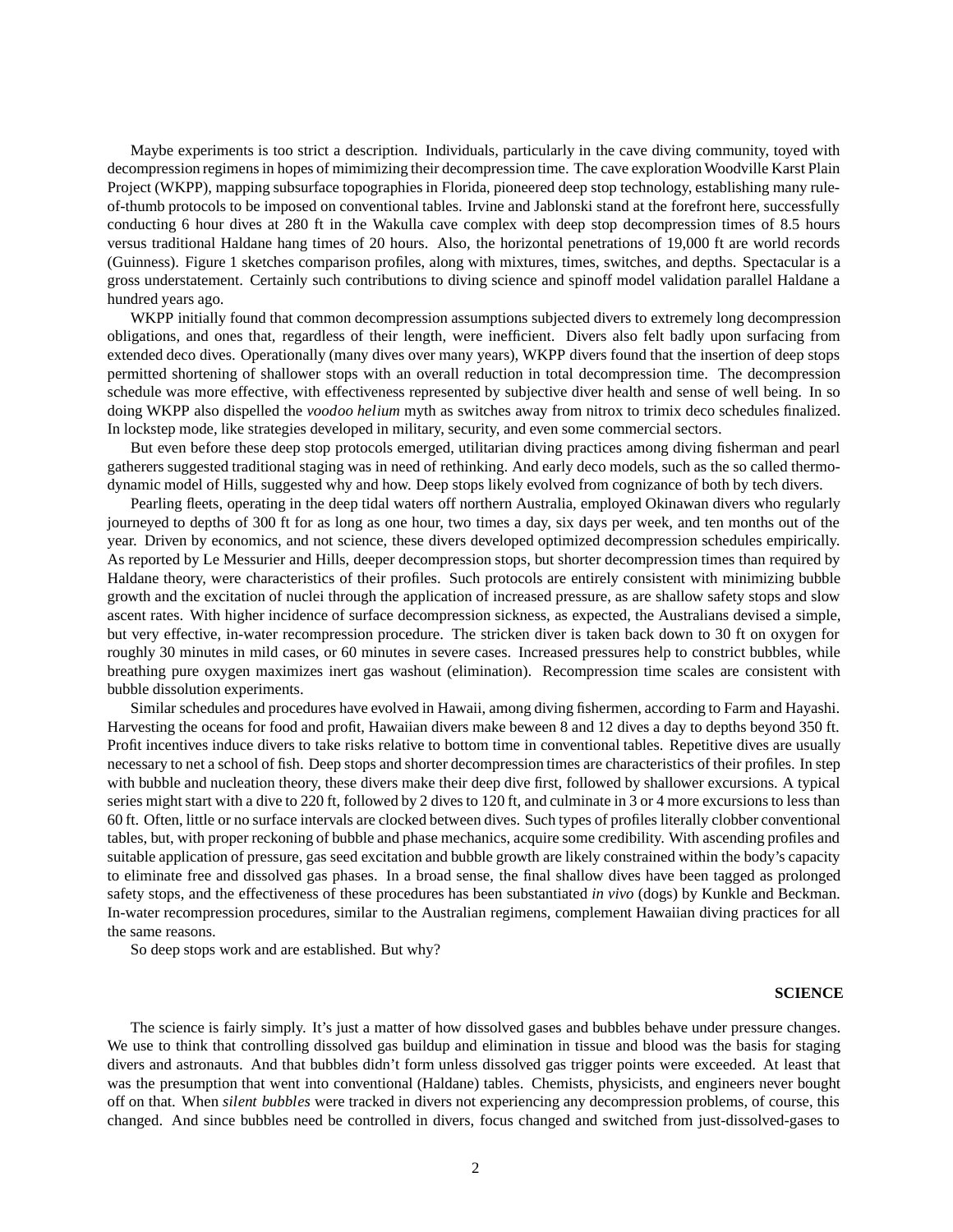Maybe experiments is too strict a description. Individuals, particularly in the cave diving community, toyed with decompression regimens in hopes of mimimizing their decompression time. The cave exploration Woodville Karst Plain Project (WKPP), mapping subsurface topographies in Florida, pioneered deep stop technology, establishing many rule-of-thumb protocols to be imposed on conventional tables. Irvine and Jablonski stand at the forefront here, successfully conducting 6 hour dives at 280 ft in the Wakulla cave complex with deep stop decompression times of 8.5 hours versus traditional Haldane hang times of 20 hours. Also, the horizontal penetrations of 19,000 ft are world records (Guinness). Figure 1 sketches comparison profiles, along with mixtures, times, switches, and depths. Spectacular is a gross understatement. Certainly such contributions to diving science and spinoff model validation parallel Haldane a hundred years ago.

WKPP initially found that common decompression assumptions subjected divers to extremely long decompression obligations, and ones that, regardless of their length, were inefficient. Divers also felt badly upon surfacing from extended deco dives. Operationally (many dives over many years), WKPP divers found that the insertion of deep stops permitted shortening of shallower stops with an overall reduction in total decompression time. The decompression schedule was more effective, with effectiveness represented by subjective diver health and sense of well being. In so doing WKPP also dispelled the *voodoo helium* myth as switches away from nitrox to trimix deco schedules finalized. In lockstep mode, like strategies developed in military, security, and even some commercial sectors.

But even before these deep stop protocols emerged, utilitarian diving practices among diving fisherman and pearl gatherers suggested traditional staging was in need of rethinking. And early deco models, such as the so called thermodynamic model of Hills, suggested why and how. Deep stops likely evolved from cognizance of both by tech divers.

Pearling fleets, operating in the deep tidal waters off northern Australia, employed Okinawan divers who regularly journeyed to depths of 300 ft for as long as one hour, two times a day, six days per week, and ten months out of the year. Driven by economics, and not science, these divers developed optimized decompression schedules empirically. As reported by Le Messurier and Hills, deeper decompression stops, but shorter decompression times than required by Haldane theory, were characteristics of their profiles. Such protocols are entirely consistent with minimizing bubble growth and the excitation of nuclei through the application of increased pressure, as are shallow safety stops and slow ascent rates. With higher incidence of surface decompression sickness, as expected, the Australians devised a simple, but very effective, in-water recompression procedure. The stricken diver is taken back down to 30 ft on oxygen for roughly 30 minutes in mild cases, or 60 minutes in severe cases. Increased pressures help to constrict bubbles, while breathing pure oxygen maximizes inert gas washout (elimination). Recompression time scales are consistent with bubble dissolution experiments.

Similar schedules and procedures have evolved in Hawaii, among diving fishermen, according to Farm and Hayashi. Harvesting the oceans for food and profit, Hawaiian divers make beween 8 and 12 dives a day to depths beyond 350 ft. Profit incentives induce divers to take risks relative to bottom time in conventional tables. Repetitive dives are usually necessary to net a school of fish. Deep stops and shorter decompression times are characteristics of their profiles. In step with bubble and nucleation theory, these divers make their deep dive first, followed by shallower excursions. A typical series might start with a dive to 220 ft, followed by 2 dives to 120 ft, and culminate in 3 or 4 more excursions to less than 60 ft. Often, little or no surface intervals are clocked between dives. Such types of profiles literally clobber conventional tables, but, with proper reckoning of bubble and phase mechanics, acquire some credibility. With ascending profiles and suitable application of pressure, gas seed excitation and bubble growth are likely constrained within the body's capacity to eliminate free and dissolved gas phases. In a broad sense, the final shallow dives have been tagged as prolonged safety stops, and the effectiveness of these procedures has been substantiated *in vivo* (dogs) by Kunkle and Beckman. In-water recompression procedures, similar to the Australian regimens, complement Hawaiian diving practices for all the same reasons.

So deep stops work and are established. But why?

## SCIENCE

The science is fairly simply. It's just a matter of how dissolved gases and bubbles behave under pressure changes. We use to think that controlling dissolved gas buildup and elimination in tissue and blood was the basis for staging divers and astronauts. And that bubbles didn't form unless dissolved gas trigger points were exceeded. At least that was the presumption that went into conventional (Haldane) tables. Chemists, physicists, and engineers never bought off on that. When *silent bubbles* were tracked in divers not experiencing any decompression problems, of course, this changed. And since bubbles need be controlled in divers, focus changed and switched from just-dissolved-gases to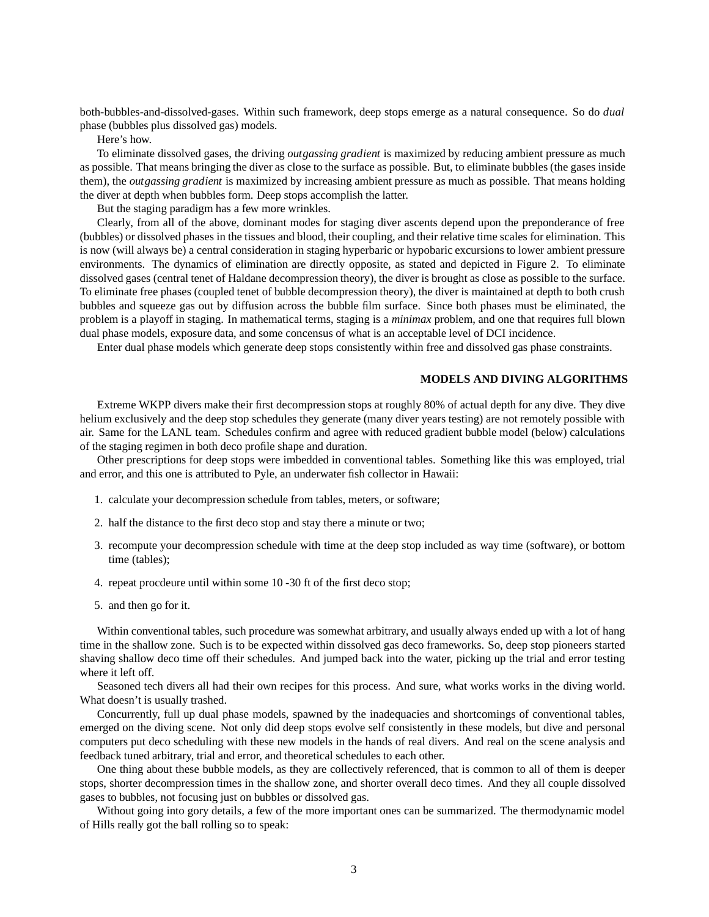both-bubbles-and-dissolved-gases. Within such framework, deep stops emerge as a natural consequence. So do *dual* phase (bubbles plus dissolved gas) models.

Here's how.

To eliminate dissolved gases, the driving *outgassing gradient* is maximized by reducing ambient pressure as much as possible. That means bringing the diver as close to the surface as possible. But, to eliminate bubbles (the gases inside them), the *outgassing gradient* is maximized by increasing ambient pressure as much as possible. That means holding the diver at depth when bubbles form. Deep stops accomplish the latter.

But the staging paradigm has a few more wrinkles.

Clearly, from all of the above, dominant modes for staging diver ascents depend upon the preponderance of free (bubbles) or dissolved phases in the tissues and blood, their coupling, and their relative time scales for elimination. This is now (will always be) a central consideration in staging hyperbaric or hypobaric excursions to lower ambient pressure environments. The dynamics of elimination are directly opposite, as stated and depicted in Figure 2. To eliminate dissolved gases (central tenet of Haldane decompression theory), the diver is brought as close as possible to the surface. To eliminate free phases (coupled tenet of bubble decompression theory), the diver is maintained at depth to both crush bubbles and squeeze gas out by diffusion across the bubble film surface. Since both phases must be eliminated, the problem is a playoff in staging. In mathematical terms, staging is a *minimax* problem, and one that requires full blown dual phase models, exposure data, and some concensus of what is an acceptable level of DCI incidence.

Enter dual phase models which generate deep stops consistently within free and dissolved gas phase constraints.

## MODELS AND DIVING ALGORITHMS

Extreme WKPP divers make their first decompression stops at roughly 80% of actual depth for any dive. They dive helium exclusively and the deep stop schedules they generate (many diver years testing) are not remotely possible with air. Same for the LANL team. Schedules confirm and agree with reduced gradient bubble model (below) calculations of the staging regimen in both deco profile shape and duration.

Other prescriptions for deep stops were imbedded in conventional tables. Something like this was employed, trial and error, and this one is attributed to Pyle, an underwater fish collector in Hawaii:

1. calculate your decompression schedule from tables, meters, or software;
2. half the distance to the first deco stop and stay there a minute or two;
3. recompute your decompression schedule with time at the deep stop included as way time (software), or bottom time (tables);
4. repeat procdeure until within some 10 -30 ft of the first deco stop;
5. and then go for it.

Within conventional tables, such procedure was somewhat arbitrary, and usually always ended up with a lot of hang time in the shallow zone. Such is to be expected within dissolved gas deco frameworks. So, deep stop pioneers started shaving shallow deco time off their schedules. And jumped back into the water, picking up the trial and error testing where it left off.

Seasoned tech divers all had their own recipes for this process. And sure, what works works in the diving world. What doesn't is usually trashed.

Concurrently, full up dual phase models, spawned by the inadequacies and shortcomings of conventional tables, emerged on the diving scene. Not only did deep stops evolve self consistently in these models, but dive and personal computers put deco scheduling with these new models in the hands of real divers. And real on the scene analysis and feedback tuned arbitrary, trial and error, and theoretical schedules to each other.

One thing about these bubble models, as they are collectively referenced, that is common to all of them is deeper stops, shorter decompression times in the shallow zone, and shorter overall deco times. And they all couple dissolved gases to bubbles, not focusing just on bubbles or dissolved gas.

Without going into gory details, a few of the more important ones can be summarized. The thermodynamic model of Hills really got the ball rolling so to speak: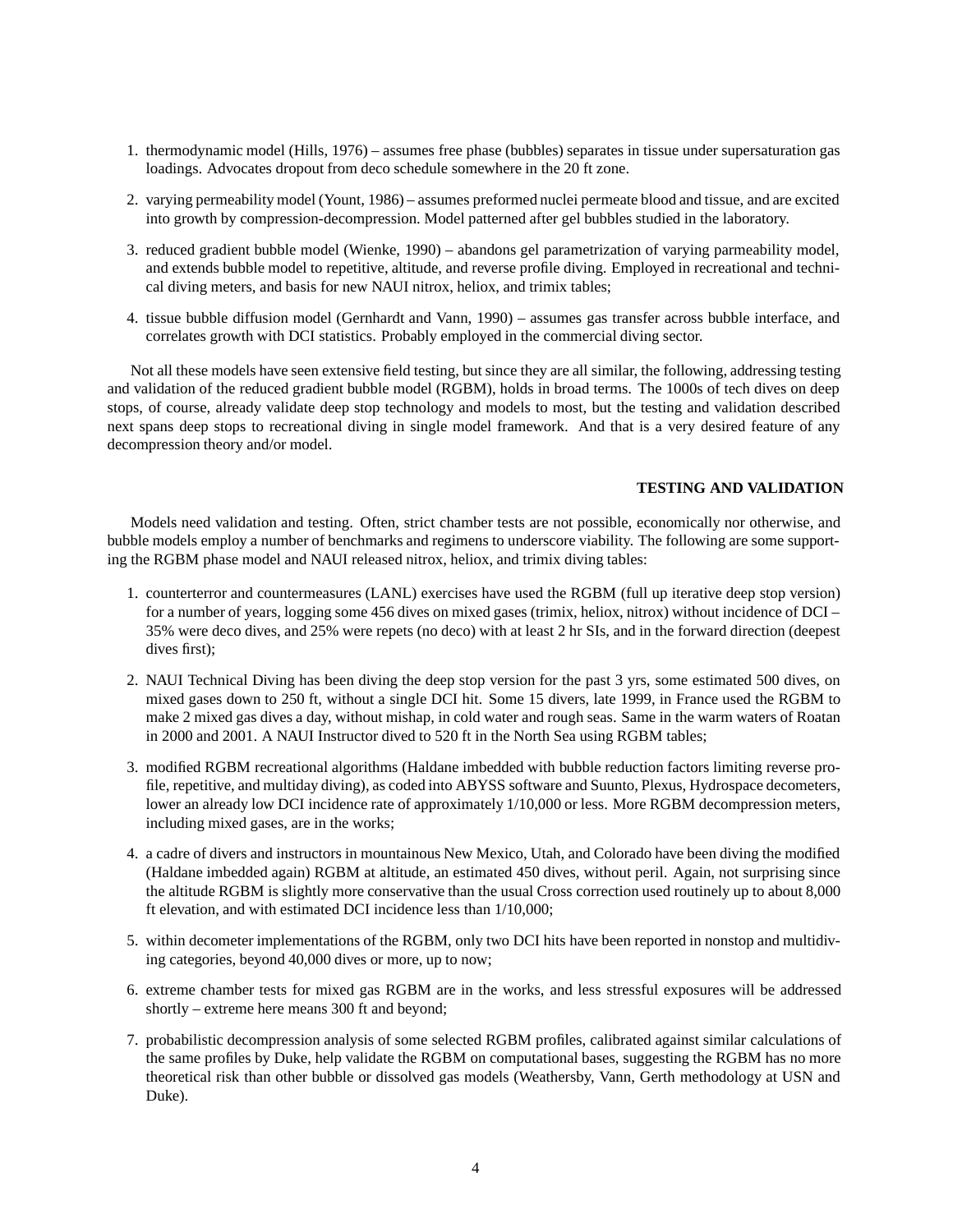1. thermodynamic model (Hills, 1976) – assumes free phase (bubbles) separates in tissue under supersaturation gas loadings. Advocates dropout from deco schedule somewhere in the 20 ft zone.

2. varying permeability model (Yount, 1986) – assumes preformed nuclei permeate blood and tissue, and are excited into growth by compression-decompression. Model patterned after gel bubbles studied in the laboratory.

3. reduced gradient bubble model (Wienke, 1990) – abandons gel parametrization of varying parmeability model, and extends bubble model to repetitive, altitude, and reverse profile diving. Employed in recreational and technical diving meters, and basis for new NAUI nitrox, heliox, and trimix tables;

4. tissue bubble diffusion model (Gernhardt and Vann, 1990) – assumes gas transfer across bubble interface, and correlates growth with DCI statistics. Probably employed in the commercial diving sector.

Not all these models have seen extensive field testing, but since they are all similar, the following, addressing testing and validation of the reduced gradient bubble model (RGBM), holds in broad terms. The 1000s of tech dives on deep stops, of course, already validate deep stop technology and models to most, but the testing and validation described next spans deep stops to recreational diving in single model framework. And that is a very desired feature of any decompression theory and/or model.

## TESTING AND VALIDATION

Models need validation and testing. Often, strict chamber tests are not possible, economically nor otherwise, and bubble models employ a number of benchmarks and regimens to underscore viability. The following are some supporting the RGBM phase model and NAUI released nitrox, heliox, and trimix diving tables:

1. counterterror and countermeasures (LANL) exercises have used the RGBM (full up iterative deep stop version) for a number of years, logging some 456 dives on mixed gases (trimix, heliox, nitrox) without incidence of DCI – 35% were deco dives, and 25% were repets (no deco) with at least 2 hr SIs, and in the forward direction (deepest dives first);

2. NAUI Technical Diving has been diving the deep stop version for the past 3 yrs, some estimated 500 dives, on mixed gases down to 250 ft, without a single DCI hit. Some 15 divers, late 1999, in France used the RGBM to make 2 mixed gas dives a day, without mishap, in cold water and rough seas. Same in the warm waters of Roatan in 2000 and 2001. A NAUI Instructor dived to 520 ft in the North Sea using RGBM tables;

3. modified RGBM recreational algorithms (Haldane imbedded with bubble reduction factors limiting reverse profile, repetitive, and multiday diving), as coded into ABYSS software and Suunto, Plexus, Hydrospace decometers, lower an already low DCI incidence rate of approximately 1/10,000 or less. More RGBM decompression meters, including mixed gases, are in the works;

4. a cadre of divers and instructors in mountainous New Mexico, Utah, and Colorado have been diving the modified (Haldane imbedded again) RGBM at altitude, an estimated 450 dives, without peril. Again, not surprising since the altitude RGBM is slightly more conservative than the usual Cross correction used routinely up to about 8,000 ft elevation, and with estimated DCI incidence less than 1/10,000;

5. within decometer implementations of the RGBM, only two DCI hits have been reported in nonstop and multidiving categories, beyond 40,000 dives or more, up to now;

6. extreme chamber tests for mixed gas RGBM are in the works, and less stressful exposures will be addressed shortly – extreme here means 300 ft and beyond;

7. probabilistic decompression analysis of some selected RGBM profiles, calibrated against similar calculations of the same profiles by Duke, help validate the RGBM on computational bases, suggesting the RGBM has no more theoretical risk than other bubble or dissolved gas models (Weathersby, Vann, Gerth methodology at USN and Duke).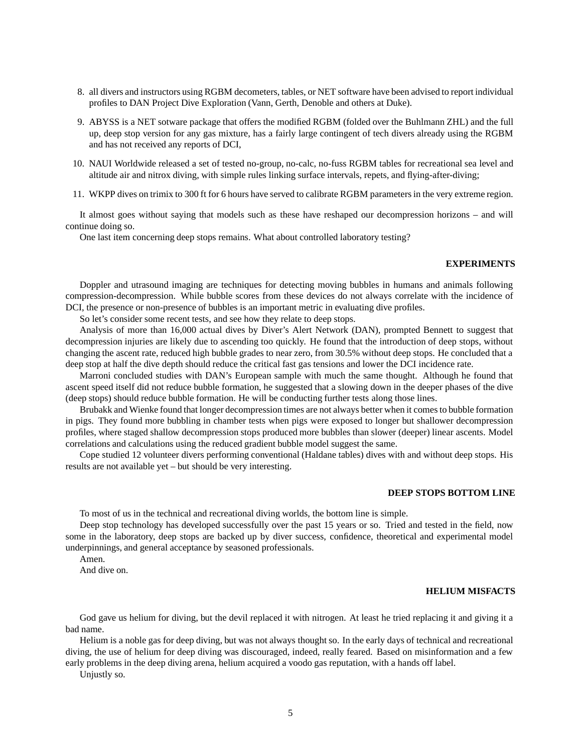8. all divers and instructors using RGBM decometers, tables, or NET software have been advised to report individual profiles to DAN Project Dive Exploration (Vann, Gerth, Denoble and others at Duke).

9. ABYSS is a NET sotware package that offers the modified RGBM (folded over the Buhlmann ZHL) and the full up, deep stop version for any gas mixture, has a fairly large contingent of tech divers already using the RGBM and has not received any reports of DCI,

10. NAUI Worldwide released a set of tested no-group, no-calc, no-fuss RGBM tables for recreational sea level and altitude air and nitrox diving, with simple rules linking surface intervals, repets, and flying-after-diving;

11. WKPP dives on trimix to 300 ft for 6 hours have served to calibrate RGBM parameters in the very extreme region.

It almost goes without saying that models such as these have reshaped our decompression horizons – and will continue doing so.

One last item concerning deep stops remains. What about controlled laboratory testing?

## EXPERIMENTS

Doppler and utrasound imaging are techniques for detecting moving bubbles in humans and animals following compression-decompression. While bubble scores from these devices do not always correlate with the incidence of DCI, the presence or non-presence of bubbles is an important metric in evaluating dive profiles.

So let's consider some recent tests, and see how they relate to deep stops.

Analysis of more than 16,000 actual dives by Diver's Alert Network (DAN), prompted Bennett to suggest that decompression injuries are likely due to ascending too quickly. He found that the introduction of deep stops, without changing the ascent rate, reduced high bubble grades to near zero, from 30.5% without deep stops. He concluded that a deep stop at half the dive depth should reduce the critical fast gas tensions and lower the DCI incidence rate.

Marroni concluded studies with DAN's European sample with much the same thought. Although he found that ascent speed itself did not reduce bubble formation, he suggested that a slowing down in the deeper phases of the dive (deep stops) should reduce bubble formation. He will be conducting further tests along those lines.

Brubakk and Wienke found that longer decompression times are not always better when it comes to bubble formation in pigs. They found more bubbling in chamber tests when pigs were exposed to longer but shallower decompression profiles, where staged shallow decompression stops produced more bubbles than slower (deeper) linear ascents. Model correlations and calculations using the reduced gradient bubble model suggest the same.

Cope studied 12 volunteer divers performing conventional (Haldane tables) dives with and without deep stops. His results are not available yet – but should be very interesting.

## DEEP STOPS BOTTOM LINE

To most of us in the technical and recreational diving worlds, the bottom line is simple.

Deep stop technology has developed successfully over the past 15 years or so. Tried and tested in the field, now some in the laboratory, deep stops are backed up by diver success, confidence, theoretical and experimental model underpinnings, and general acceptance by seasoned professionals.

Amen.

And dive on.

## HELIUM MISFACTS

God gave us helium for diving, but the devil replaced it with nitrogen. At least he tried replacing it and giving it a bad name.

Helium is a noble gas for deep diving, but was not always thought so. In the early days of technical and recreational diving, the use of helium for deep diving was discouraged, indeed, really feared. Based on misinformation and a few early problems in the deep diving arena, helium acquired a voodo gas reputation, with a hands off label.

Unjustly so.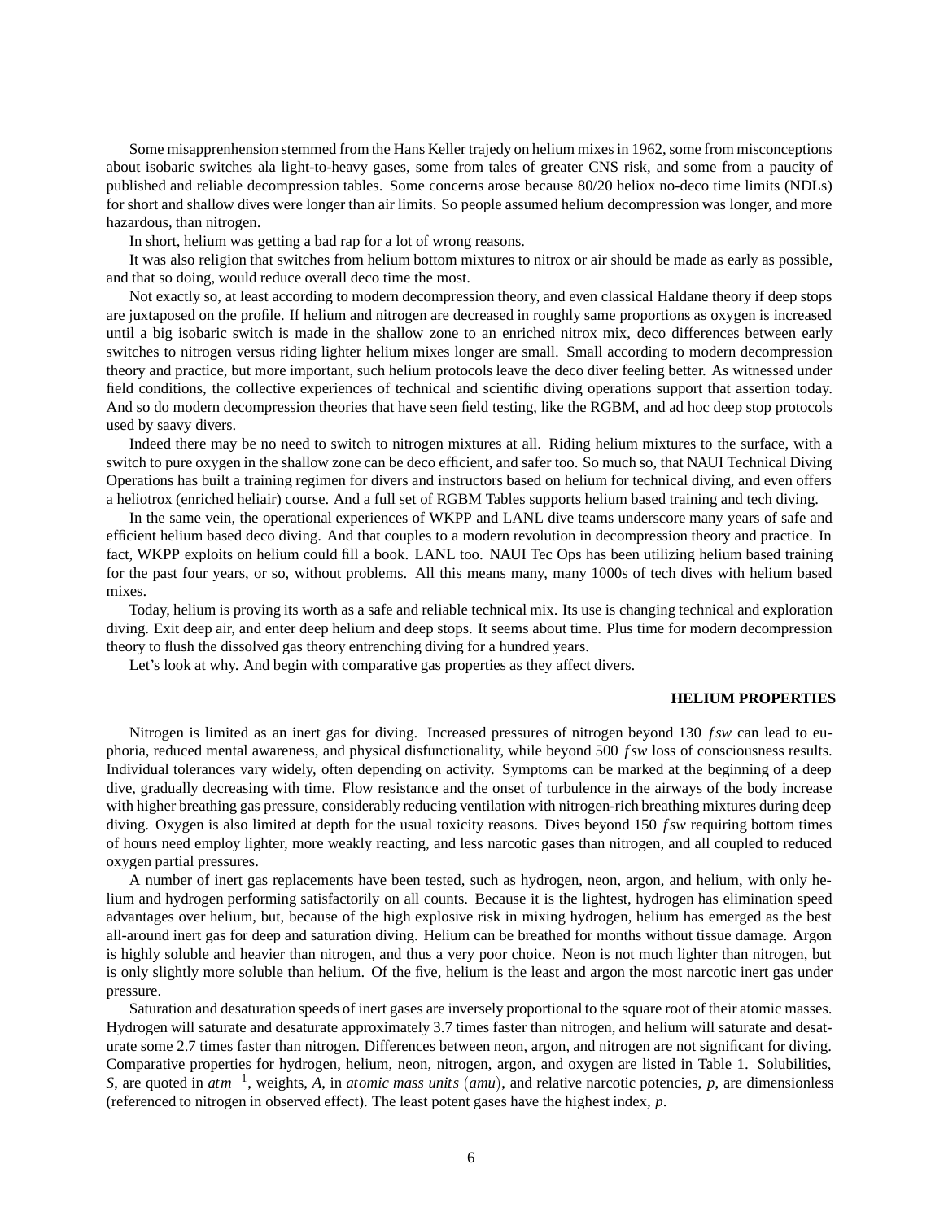Some misapprenhension stemmed from the Hans Keller trajedy on helium mixes in 1962, some from misconceptions about isobaric switches ala light-to-heavy gases, some from tales of greater CNS risk, and some from a paucity of published and reliable decompression tables. Some concerns arose because 80/20 heliox no-deco time limits (NDLs) for short and shallow dives were longer than air limits. So people assumed helium decompression was longer, and more hazardous, than nitrogen.

In short, helium was getting a bad rap for a lot of wrong reasons.

It was also religion that switches from helium bottom mixtures to nitrox or air should be made as early as possible, and that so doing, would reduce overall deco time the most.

Not exactly so, at least according to modern decompression theory, and even classical Haldane theory if deep stops are juxtaposed on the profile. If helium and nitrogen are decreased in roughly same proportions as oxygen is increased until a big isobaric switch is made in the shallow zone to an enriched nitrox mix, deco differences between early switches to nitrogen versus riding lighter helium mixes longer are small. Small according to modern decompression theory and practice, but more important, such helium protocols leave the deco diver feeling better. As witnessed under field conditions, the collective experiences of technical and scientific diving operations support that assertion today. And so do modern decompression theories that have seen field testing, like the RGBM, and ad hoc deep stop protocols used by saavy divers.

Indeed there may be no need to switch to nitrogen mixtures at all. Riding helium mixtures to the surface, with a switch to pure oxygen in the shallow zone can be deco efficient, and safer too. So much so, that NAUI Technical Diving Operations has built a training regimen for divers and instructors based on helium for technical diving, and even offers a heliotrox (enriched heliair) course. And a full set of RGBM Tables supports helium based training and tech diving.

In the same vein, the operational experiences of WKPP and LANL dive teams underscore many years of safe and efficient helium based deco diving. And that couples to a modern revolution in decompression theory and practice. In fact, WKPP exploits on helium could fill a book. LANL too. NAUI Tec Ops has been utilizing helium based training for the past four years, or so, without problems. All this means many, many 1000s of tech dives with helium based mixes.

Today, helium is proving its worth as a safe and reliable technical mix. Its use is changing technical and exploration diving. Exit deep air, and enter deep helium and deep stops. It seems about time. Plus time for modern decompression theory to flush the dissolved gas theory entrenching diving for a hundred years.

Let's look at why. And begin with comparative gas properties as they affect divers.

## HELIUM PROPERTIES

Nitrogen is limited as an inert gas for diving. Increased pressures of nitrogen beyond 130 $fsw$ can lead to euphoria, reduced mental awareness, and physical disfunctionality, while beyond 500 $fsw$ loss of consciousness results. Individual tolerances vary widely, often depending on activity. Symptoms can be marked at the beginning of a deep dive, gradually decreasing with time. Flow resistance and the onset of turbulence in the airways of the body increase with higher breathing gas pressure, considerably reducing ventilation with nitrogen-rich breathing mixtures during deep diving. Oxygen is also limited at depth for the usual toxicity reasons. Dives beyond 150 $fsw$ requiring bottom times of hours need employ lighter, more weakly reacting, and less narcotic gases than nitrogen, and all coupled to reduced oxygen partial pressures.

A number of inert gas replacements have been tested, such as hydrogen, neon, argon, and helium, with only helium and hydrogen performing satisfactorily on all counts. Because it is the lightest, hydrogen has elimination speed advantages over helium, but, because of the high explosive risk in mixing hydrogen, helium has emerged as the best all-around inert gas for deep and saturation diving. Helium can be breathed for months without tissue damage. Argon is highly soluble and heavier than nitrogen, and thus a very poor choice. Neon is not much lighter than nitrogen, but is only slightly more soluble than helium. Of the five, helium is the least and argon the most narcotic inert gas under pressure.

Saturation and desaturation speeds of inert gases are inversely proportional to the square root of their atomic masses. Hydrogen will saturate and desaturate approximately 3.7 times faster than nitrogen, and helium will saturate and desaturate some 2.7 times faster than nitrogen. Differences between neon, argon, and nitrogen are not significant for diving. Comparative properties for hydrogen, helium, neon, nitrogen, argon, and oxygen are listed in Table 1. Solubilities, $S$, are quoted in $atm^{-1}$, weights, $A$, in $atomic\ mass\ units\ (amu)$, and relative narcotic potencies, $p$, are dimensionless (referenced to nitrogen in observed effect). The least potent gases have the highest index, $p$.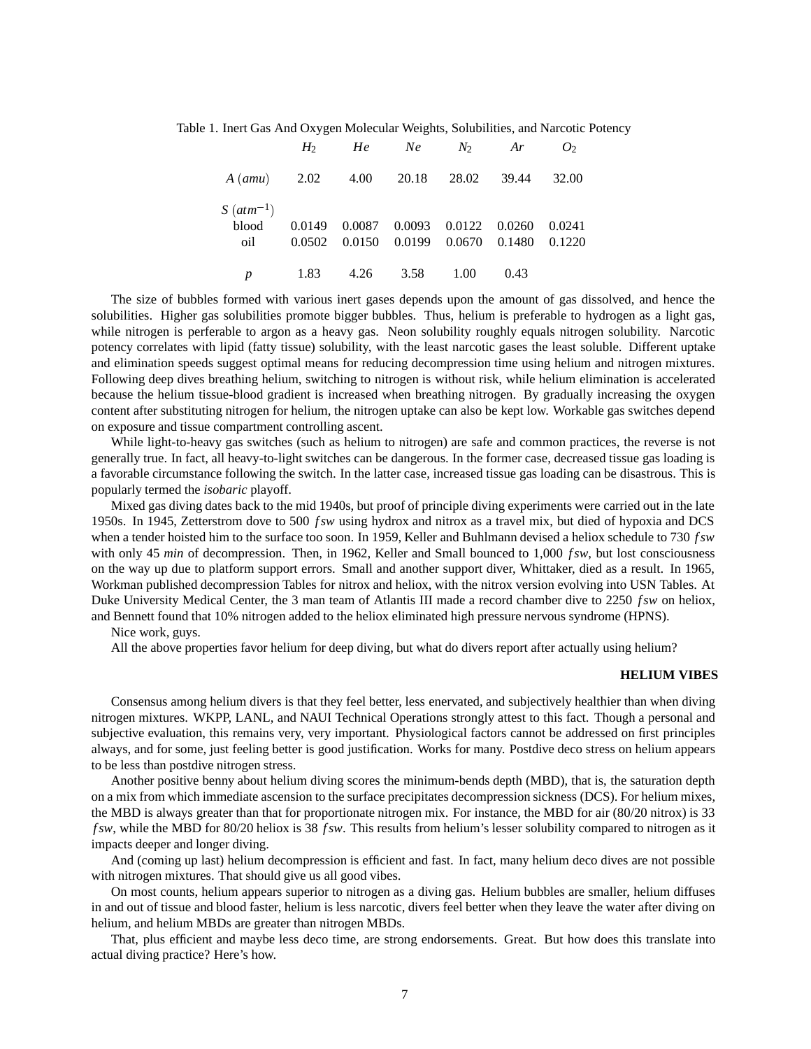Table 1. Inert Gas And Oxygen Molecular Weights, Solubilities, and Narcotic Potency

| | $H_2$ | $He$ | $Ne$ | $N_2$ | $Ar$ | $O_2$ |
|---|---|---|---|---|---|---|
| $A$ $(amu)$ | 2.02 | 4.00 | 20.18 | 28.02 | 39.44 | 32.00 |
| $S$ $(atm^{-1})$ | | | | | | |
| blood | 0.0149 | 0.0087 | 0.0093 | 0.0122 | 0.0260 | 0.0241 |
| oil | 0.0502 | 0.0150 | 0.0199 | 0.0670 | 0.1480 | 0.1220 |
| $p$ | 1.83 | 4.26 | 3.58 | 1.00 | 0.43 | |

The size of bubbles formed with various inert gases depends upon the amount of gas dissolved, and hence the solubilities. Higher gas solubilities promote bigger bubbles. Thus, helium is preferable to hydrogen as a light gas, while nitrogen is perferable to argon as a heavy gas. Neon solubility roughly equals nitrogen solubility. Narcotic potency correlates with lipid (fatty tissue) solubility, with the least narcotic gases the least soluble. Different uptake and elimination speeds suggest optimal means for reducing decompression time using helium and nitrogen mixtures. Following deep dives breathing helium, switching to nitrogen is without risk, while helium elimination is accelerated because the helium tissue-blood gradient is increased when breathing nitrogen. By gradually increasing the oxygen content after substituting nitrogen for helium, the nitrogen uptake can also be kept low. Workable gas switches depend on exposure and tissue compartment controlling ascent.

While light-to-heavy gas switches (such as helium to nitrogen) are safe and common practices, the reverse is not generally true. In fact, all heavy-to-light switches can be dangerous. In the former case, decreased tissue gas loading is a favorable circumstance following the switch. In the latter case, increased tissue gas loading can be disastrous. This is popularly termed the *isobaric* playoff.

Mixed gas diving dates back to the mid 1940s, but proof of principle diving experiments were carried out in the late 1950s. In 1945, Zetterstrom dove to 500 $fsw$ using hydrox and nitrox as a travel mix, but died of hypoxia and DCS when a tender hoisted him to the surface too soon. In 1959, Keller and Buhlmann devised a heliox schedule to 730 $fsw$ with only 45 $min$ of decompression. Then, in 1962, Keller and Small bounced to 1,000 $fsw$, but lost consciousness on the way up due to platform support errors. Small and another support diver, Whittaker, died as a result. In 1965, Workman published decompression Tables for nitrox and heliox, with the nitrox version evolving into USN Tables. At Duke University Medical Center, the 3 man team of Atlantis III made a record chamber dive to 2250 $fsw$ on heliox, and Bennett found that 10% nitrogen added to the heliox eliminated high pressure nervous syndrome (HPNS).

Nice work, guys.

All the above properties favor helium for deep diving, but what do divers report after actually using helium?

## HELIUM VIBES

Consensus among helium divers is that they feel better, less enervated, and subjectively healthier than when diving nitrogen mixtures. WKPP, LANL, and NAUI Technical Operations strongly attest to this fact. Though a personal and subjective evaluation, this remains very, very important. Physiological factors cannot be addressed on first principles always, and for some, just feeling better is good justification. Works for many. Postdive deco stress on helium appears to be less than postdive nitrogen stress.

Another positive benny about helium diving scores the minimum-bends depth (MBD), that is, the saturation depth on a mix from which immediate ascension to the surface precipitates decompression sickness (DCS). For helium mixes, the MBD is always greater than that for proportionate nitrogen mix. For instance, the MBD for air (80/20 nitrox) is 33 $fsw$, while the MBD for 80/20 heliox is 38 $fsw$. This results from helium's lesser solubility compared to nitrogen as it impacts deeper and longer diving.

And (coming up last) helium decompression is efficient and fast. In fact, many helium deco dives are not possible with nitrogen mixtures. That should give us all good vibes.

On most counts, helium appears superior to nitrogen as a diving gas. Helium bubbles are smaller, helium diffuses in and out of tissue and blood faster, helium is less narcotic, divers feel better when they leave the water after diving on helium, and helium MBDs are greater than nitrogen MBDs.

That, plus efficient and maybe less deco time, are strong endorsements. Great. But how does this translate into actual diving practice? Here's how.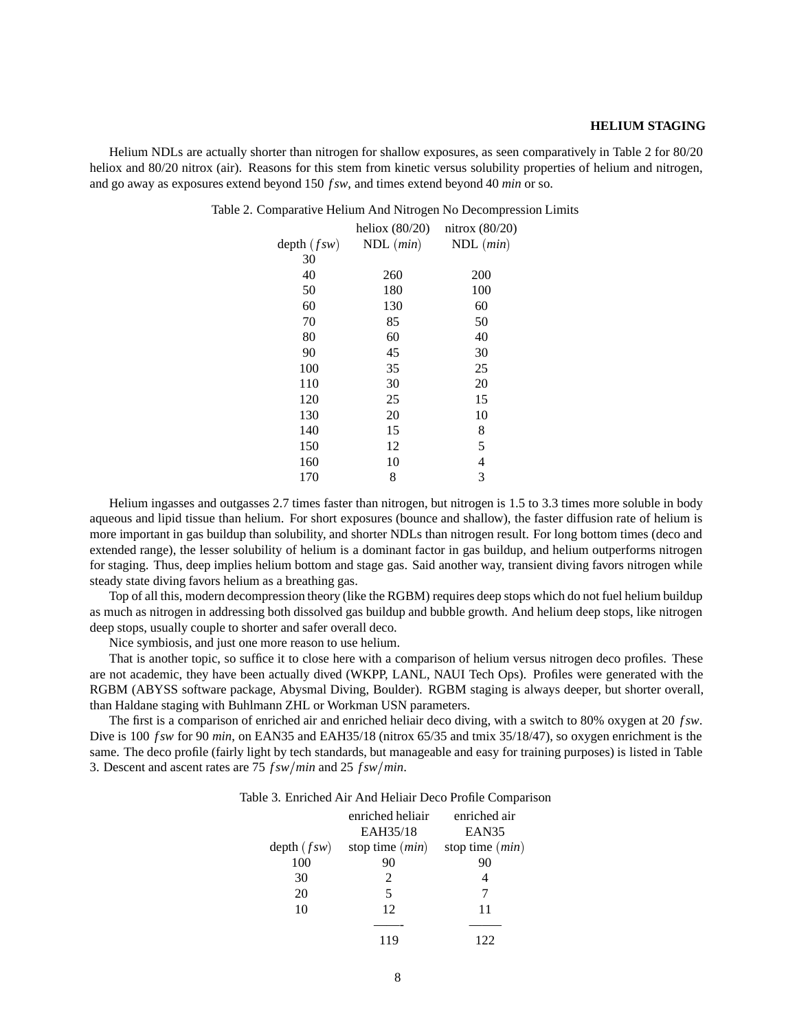## HELIUM STAGING

Helium NDLs are actually shorter than nitrogen for shallow exposures, as seen comparatively in Table 2 for 80/20 heliox and 80/20 nitrox (air). Reasons for this stem from kinetic versus solubility properties of helium and nitrogen, and go away as exposures extend beyond 150 $fsw$, and times extend beyond 40 *min* or so.

Table 2. Comparative Helium And Nitrogen No Decompression Limits

| depth ($fsw$) | heliox (80/20) NDL ($min$) | nitrox (80/20) NDL ($min$) |
|---|---|---|
| 30 | | |
| 40 | 260 | 200 |
| 50 | 180 | 100 |
| 60 | 130 | 60 |
| 70 | 85 | 50 |
| 80 | 60 | 40 |
| 90 | 45 | 30 |
| 100 | 35 | 25 |
| 110 | 30 | 20 |
| 120 | 25 | 15 |
| 130 | 20 | 10 |
| 140 | 15 | 8 |
| 150 | 12 | 5 |
| 160 | 10 | 4 |
| 170 | 8 | 3 |

Helium ingasses and outgasses 2.7 times faster than nitrogen, but nitrogen is 1.5 to 3.3 times more soluble in body aqueous and lipid tissue than helium. For short exposures (bounce and shallow), the faster diffusion rate of helium is more important in gas buildup than solubility, and shorter NDLs than nitrogen result. For long bottom times (deco and extended range), the lesser solubility of helium is a dominant factor in gas buildup, and helium outperforms nitrogen for staging. Thus, deep implies helium bottom and stage gas. Said another way, transient diving favors nitrogen while steady state diving favors helium as a breathing gas.

Top of all this, modern decompression theory (like the RGBM) requires deep stops which do not fuel helium buildup as much as nitrogen in addressing both dissolved gas buildup and bubble growth. And helium deep stops, like nitrogen deep stops, usually couple to shorter and safer overall deco.

Nice symbiosis, and just one more reason to use helium.

That is another topic, so suffice it to close here with a comparison of helium versus nitrogen deco profiles. These are not academic, they have been actually dived (WKPP, LANL, NAUI Tech Ops). Profiles were generated with the RGBM (ABYSS software package, Abysmal Diving, Boulder). RGBM staging is always deeper, but shorter overall, than Haldane staging with Buhlmann ZHL or Workman USN parameters.

The first is a comparison of enriched air and enriched heliair deco diving, with a switch to 80% oxygen at 20 $fsw$. Dive is 100 $fsw$ for 90 *min*, on EAN35 and EAH35/18 (nitrox 65/35 and tmix 35/18/47), so oxygen enrichment is the same. The deco profile (fairly light by tech standards, but manageable and easy for training purposes) is listed in Table 3. Descent and ascent rates are 75 $fsw/min$ and 25 $fsw/min$.

Table 3. Enriched Air And Heliair Deco Profile Comparison

| depth ($fsw$) | enriched heliair EAH35/18 stop time ($min$) | enriched air EAN35 stop time ($min$) |
|---|---|---|
| 100 | 90 | 90 |
| 30 | 2 | 4 |
| 20 | 5 | 7 |
| 10 | 12 | 11 |
| | 119 | 122 |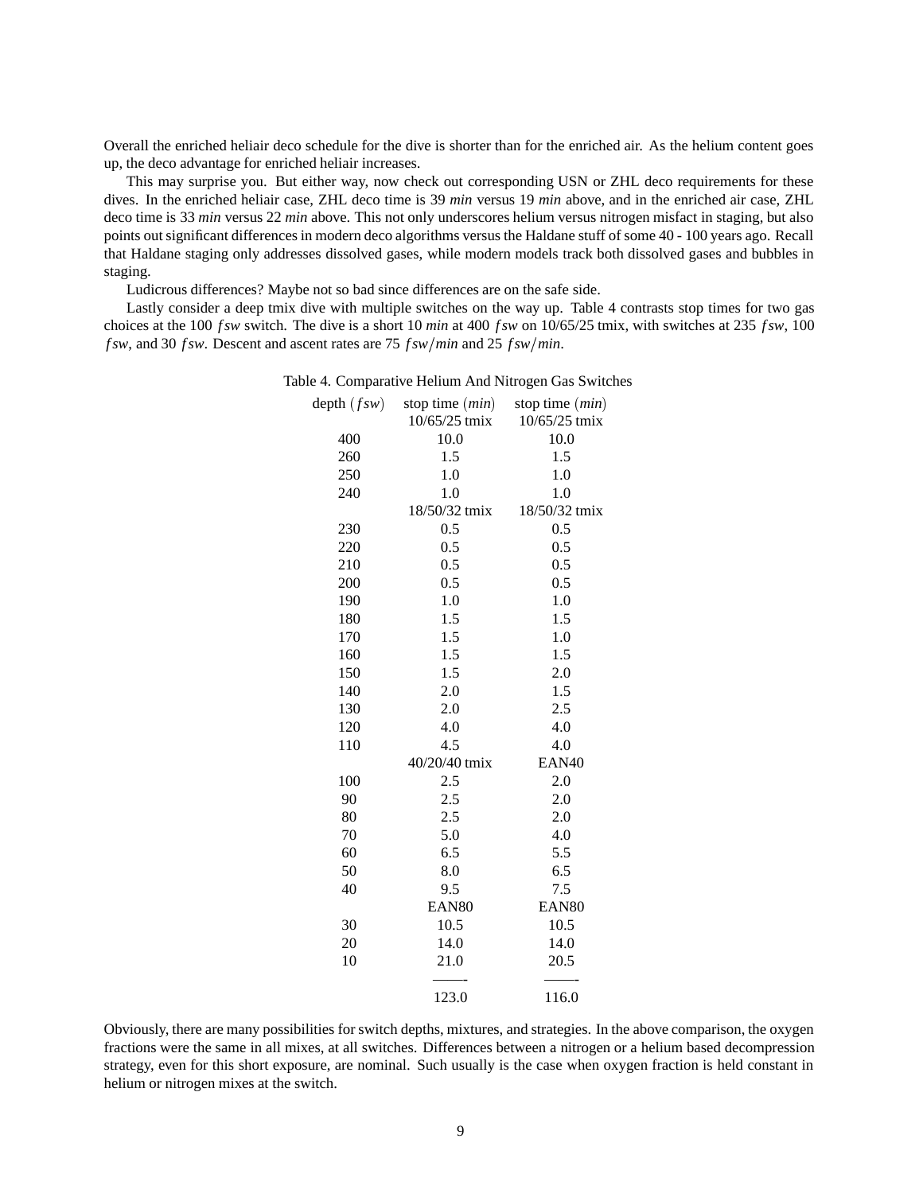Overall the enriched heliair deco schedule for the dive is shorter than for the enriched air. As the helium content goes up, the deco advantage for enriched heliair increases.

This may surprise you. But either way, now check out corresponding USN or ZHL deco requirements for these dives. In the enriched heliair case, ZHL deco time is 39 *min* versus 19 *min* above, and in the enriched air case, ZHL deco time is 33 *min* versus 22 *min* above. This not only underscores helium versus nitrogen misfact in staging, but also points out significant differences in modern deco algorithms versus the Haldane stuff of some 40 - 100 years ago. Recall that Haldane staging only addresses dissolved gases, while modern models track both dissolved gases and bubbles in staging.

Ludicrous differences? Maybe not so bad since differences are on the safe side.

Lastly consider a deep tmix dive with multiple switches on the way up. Table 4 contrasts stop times for two gas choices at the 100 *fsw* switch. The dive is a short 10 *min* at 400 *fsw* on 10/65/25 tmix, with switches at 235 *fsw*, 100 *fsw*, and 30 *fsw*. Descent and ascent rates are 75 $fsw/min$ and 25 $fsw/min$.

Table 4. Comparative Helium And Nitrogen Gas Switches

| depth (*fsw*) | stop time (*min*) | stop time (*min*) |
|---|---|---|
| | 10/65/25 tmix | 10/65/25 tmix |
| 400 | 10.0 | 10.0 |
| 260 | 1.5 | 1.5 |
| 250 | 1.0 | 1.0 |
| 240 | 1.0 | 1.0 |
| | 18/50/32 tmix | 18/50/32 tmix |
| 230 | 0.5 | 0.5 |
| 220 | 0.5 | 0.5 |
| 210 | 0.5 | 0.5 |
| 200 | 0.5 | 0.5 |
| 190 | 1.0 | 1.0 |
| 180 | 1.5 | 1.5 |
| 170 | 1.5 | 1.0 |
| 160 | 1.5 | 1.5 |
| 150 | 1.5 | 2.0 |
| 140 | 2.0 | 1.5 |
| 130 | 2.0 | 2.5 |
| 120 | 4.0 | 4.0 |
| 110 | 4.5 | 4.0 |
| | 40/20/40 tmix | EAN40 |
| 100 | 2.5 | 2.0 |
| 90 | 2.5 | 2.0 |
| 80 | 2.5 | 2.0 |
| 70 | 5.0 | 4.0 |
| 60 | 6.5 | 5.5 |
| 50 | 8.0 | 6.5 |
| 40 | 9.5 | 7.5 |
| | EAN80 | EAN80 |
| 30 | 10.5 | 10.5 |
| 20 | 14.0 | 14.0 |
| 10 | 21.0 | 20.5 |
| | 123.0 | 116.0 |

Obviously, there are many possibilities for switch depths, mixtures, and strategies. In the above comparison, the oxygen fractions were the same in all mixes, at all switches. Differences between a nitrogen or a helium based decompression strategy, even for this short exposure, are nominal. Such usually is the case when oxygen fraction is held constant in helium or nitrogen mixes at the switch.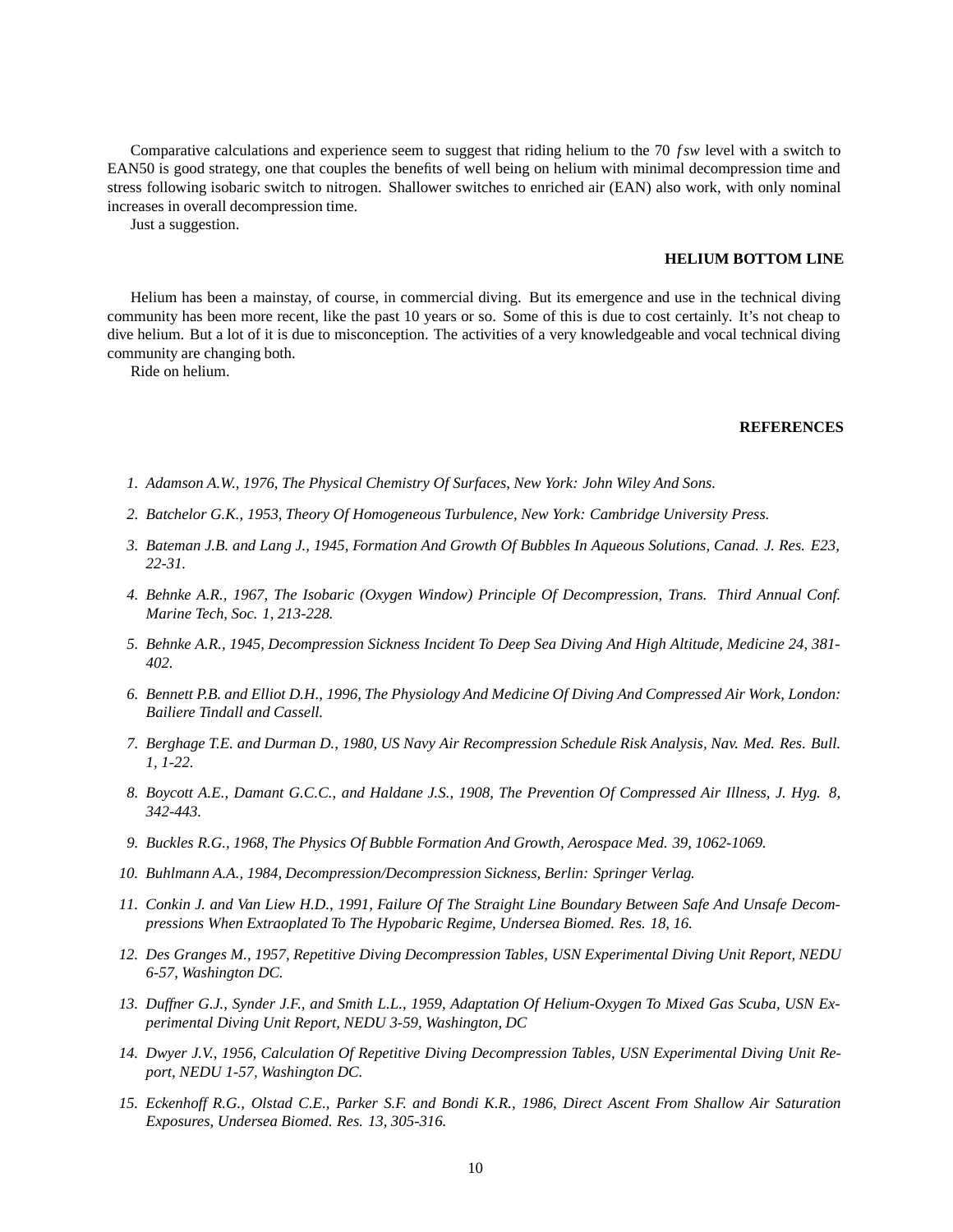Comparative calculations and experience seem to suggest that riding helium to the 70 $fsw$ level with a switch to EAN50 is good strategy, one that couples the benefits of well being on helium with minimal decompression time and stress following isobaric switch to nitrogen. Shallower switches to enriched air (EAN) also work, with only nominal increases in overall decompression time.

Just a suggestion.

## HELIUM BOTTOM LINE

Helium has been a mainstay, of course, in commercial diving. But its emergence and use in the technical diving community has been more recent, like the past 10 years or so. Some of this is due to cost certainly. It's not cheap to dive helium. But a lot of it is due to misconception. The activities of a very knowledgeable and vocal technical diving community are changing both.

Ride on helium.

## REFERENCES

1. *Adamson A.W., 1976, The Physical Chemistry Of Surfaces, New York: John Wiley And Sons.*
2. *Batchelor G.K., 1953, Theory Of Homogeneous Turbulence, New York: Cambridge University Press.*
3. *Bateman J.B. and Lang J., 1945, Formation And Growth Of Bubbles In Aqueous Solutions, Canad. J. Res. E23, 22-31.*
4. *Behnke A.R., 1967, The Isobaric (Oxygen Window) Principle Of Decompression, Trans. Third Annual Conf. Marine Tech, Soc. 1, 213-228.*
5. *Behnke A.R., 1945, Decompression Sickness Incident To Deep Sea Diving And High Altitude, Medicine 24, 381-402.*
6. *Bennett P.B. and Elliot D.H., 1996, The Physiology And Medicine Of Diving And Compressed Air Work, London: Bailiere Tindall and Cassell.*
7. *Berghage T.E. and Durman D., 1980, US Navy Air Recompression Schedule Risk Analysis, Nav. Med. Res. Bull. 1, 1-22.*
8. *Boycott A.E., Damant G.C.C., and Haldane J.S., 1908, The Prevention Of Compressed Air Illness, J. Hyg. 8, 342-443.*
9. *Buckles R.G., 1968, The Physics Of Bubble Formation And Growth, Aerospace Med. 39, 1062-1069.*
10. *Buhlmann A.A., 1984, Decompression/Decompression Sickness, Berlin: Springer Verlag.*
11. *Conkin J. and Van Liew H.D., 1991, Failure Of The Straight Line Boundary Between Safe And Unsafe Decompressions When Extraoplated To The Hypobaric Regime, Undersea Biomed. Res. 18, 16.*
12. *Des Granges M., 1957, Repetitive Diving Decompression Tables, USN Experimental Diving Unit Report, NEDU 6-57, Washington DC.*
13. *Duffner G.J., Synder J.F., and Smith L.L., 1959, Adaptation Of Helium-Oxygen To Mixed Gas Scuba, USN Experimental Diving Unit Report, NEDU 3-59, Washington, DC*
14. *Dwyer J.V., 1956, Calculation Of Repetitive Diving Decompression Tables, USN Experimental Diving Unit Report, NEDU 1-57, Washington DC.*
15. *Eckenhoff R.G., Olstad C.E., Parker S.F. and Bondi K.R., 1986, Direct Ascent From Shallow Air Saturation Exposures, Undersea Biomed. Res. 13, 305-316.*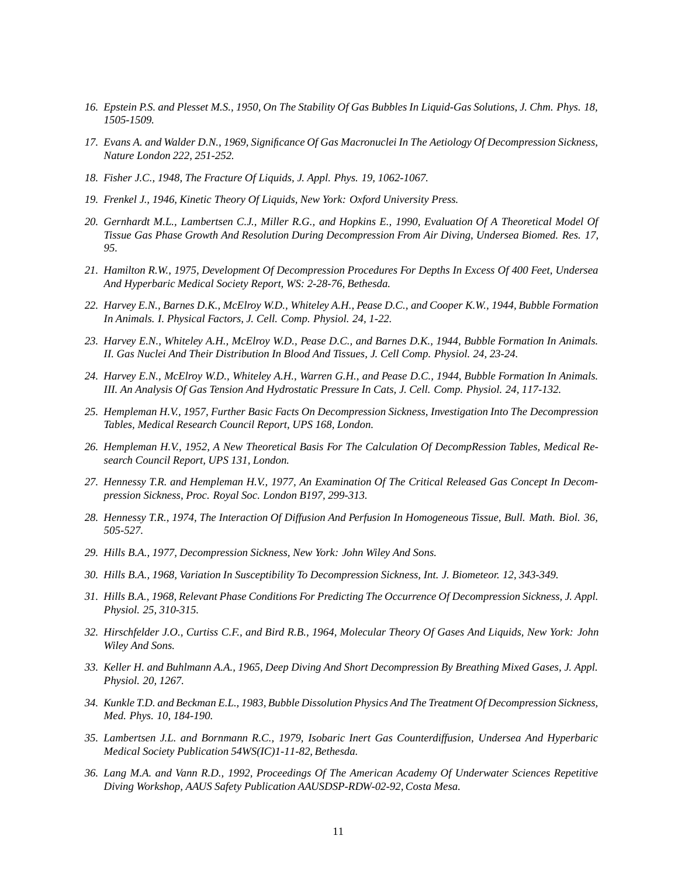16. *Epstein P.S. and Plesset M.S., 1950, On The Stability Of Gas Bubbles In Liquid-Gas Solutions, J. Chm. Phys. 18, 1505-1509.*

17. *Evans A. and Walder D.N., 1969, Significance Of Gas Macronuclei In The Aetiology Of Decompression Sickness, Nature London 222, 251-252.*

18. *Fisher J.C., 1948, The Fracture Of Liquids, J. Appl. Phys. 19, 1062-1067.*

19. *Frenkel J., 1946, Kinetic Theory Of Liquids, New York: Oxford University Press.*

20. *Gernhardt M.L., Lambertsen C.J., Miller R.G., and Hopkins E., 1990, Evaluation Of A Theoretical Model Of Tissue Gas Phase Growth And Resolution During Decompression From Air Diving, Undersea Biomed. Res. 17, 95.*

21. *Hamilton R.W., 1975, Development Of Decompression Procedures For Depths In Excess Of 400 Feet, Undersea And Hyperbaric Medical Society Report, WS: 2-28-76, Bethesda.*

22. *Harvey E.N., Barnes D.K., McElroy W.D., Whiteley A.H., Pease D.C., and Cooper K.W., 1944, Bubble Formation In Animals. I. Physical Factors, J. Cell. Comp. Physiol. 24, 1-22.*

23. *Harvey E.N., Whiteley A.H., McElroy W.D., Pease D.C., and Barnes D.K., 1944, Bubble Formation In Animals. II. Gas Nuclei And Their Distribution In Blood And Tissues, J. Cell Comp. Physiol. 24, 23-24.*

24. *Harvey E.N., McElroy W.D., Whiteley A.H., Warren G.H., and Pease D.C., 1944, Bubble Formation In Animals. III. An Analysis Of Gas Tension And Hydrostatic Pressure In Cats, J. Cell. Comp. Physiol. 24, 117-132.*

25. *Hempleman H.V., 1957, Further Basic Facts On Decompression Sickness, Investigation Into The Decompression Tables, Medical Research Council Report, UPS 168, London.*

26. *Hempleman H.V., 1952, A New Theoretical Basis For The Calculation Of DecompRession Tables, Medical Research Council Report, UPS 131, London.*

27. *Hennessy T.R. and Hempleman H.V., 1977, An Examination Of The Critical Released Gas Concept In Decompression Sickness, Proc. Royal Soc. London B197, 299-313.*

28. *Hennessy T.R., 1974, The Interaction Of Diffusion And Perfusion In Homogeneous Tissue, Bull. Math. Biol. 36, 505-527.*

29. *Hills B.A., 1977, Decompression Sickness, New York: John Wiley And Sons.*

30. *Hills B.A., 1968, Variation In Susceptibility To Decompression Sickness, Int. J. Biometeor. 12, 343-349.*

31. *Hills B.A., 1968, Relevant Phase Conditions For Predicting The Occurrence Of Decompression Sickness, J. Appl. Physiol. 25, 310-315.*

32. *Hirschfelder J.O., Curtiss C.F., and Bird R.B., 1964, Molecular Theory Of Gases And Liquids, New York: John Wiley And Sons.*

33. *Keller H. and Buhlmann A.A., 1965, Deep Diving And Short Decompression By Breathing Mixed Gases, J. Appl. Physiol. 20, 1267.*

34. *Kunkle T.D. and Beckman E.L., 1983, Bubble Dissolution Physics And The Treatment Of Decompression Sickness, Med. Phys. 10, 184-190.*

35. *Lambertsen J.L. and Bornmann R.C., 1979, Isobaric Inert Gas Counterdiffusion, Undersea And Hyperbaric Medical Society Publication 54WS(IC)1-11-82, Bethesda.*

36. *Lang M.A. and Vann R.D., 1992, Proceedings Of The American Academy Of Underwater Sciences Repetitive Diving Workshop, AAUS Safety Publication AAUSDSP-RDW-02-92, Costa Mesa.*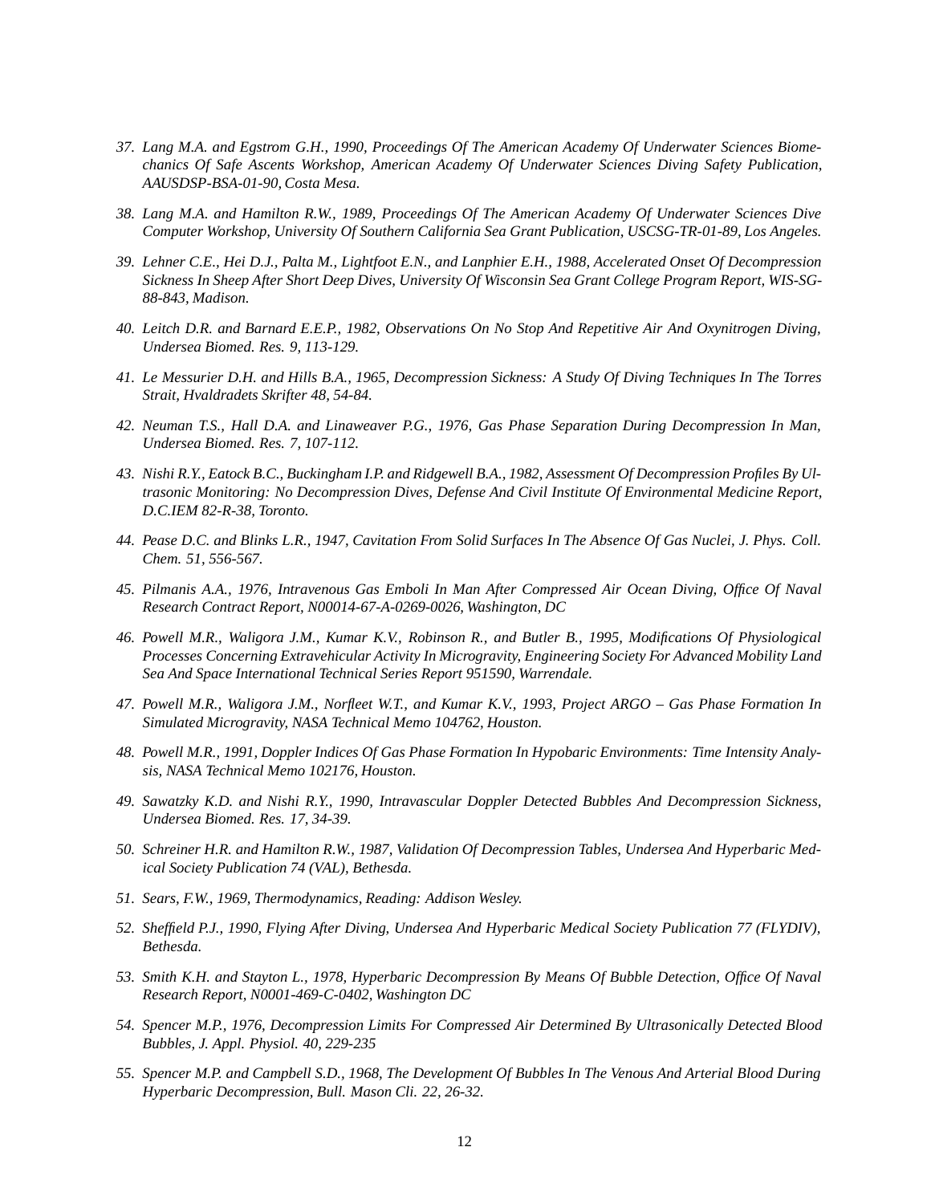37. *Lang M.A. and Egstrom G.H., 1990, Proceedings Of The American Academy Of Underwater Sciences Biomechanics Of Safe Ascents Workshop, American Academy Of Underwater Sciences Diving Safety Publication, AAUSDSP-BSA-01-90, Costa Mesa.*

38. *Lang M.A. and Hamilton R.W., 1989, Proceedings Of The American Academy Of Underwater Sciences Dive Computer Workshop, University Of Southern California Sea Grant Publication, USCSG-TR-01-89, Los Angeles.*

39. *Lehner C.E., Hei D.J., Palta M., Lightfoot E.N., and Lanphier E.H., 1988, Accelerated Onset Of Decompression Sickness In Sheep After Short Deep Dives, University Of Wisconsin Sea Grant College Program Report, WIS-SG-88-843, Madison.*

40. *Leitch D.R. and Barnard E.E.P., 1982, Observations On No Stop And Repetitive Air And Oxynitrogen Diving, Undersea Biomed. Res. 9, 113-129.*

41. *Le Messurier D.H. and Hills B.A., 1965, Decompression Sickness: A Study Of Diving Techniques In The Torres Strait, Hvaldradets Skrifter 48, 54-84.*

42. *Neuman T.S., Hall D.A. and Linaweaver P.G., 1976, Gas Phase Separation During Decompression In Man, Undersea Biomed. Res. 7, 107-112.*

43. *Nishi R.Y., Eatock B.C., Buckingham I.P. and Ridgewell B.A., 1982, Assessment Of Decompression Profiles By Ultrasonic Monitoring: No Decompression Dives, Defense And Civil Institute Of Environmental Medicine Report, D.C.IEM 82-R-38, Toronto.*

44. *Pease D.C. and Blinks L.R., 1947, Cavitation From Solid Surfaces In The Absence Of Gas Nuclei, J. Phys. Coll. Chem. 51, 556-567.*

45. *Pilmanis A.A., 1976, Intravenous Gas Emboli In Man After Compressed Air Ocean Diving, Office Of Naval Research Contract Report, N00014-67-A-0269-0026, Washington, DC*

46. *Powell M.R., Waligora J.M., Kumar K.V., Robinson R., and Butler B., 1995, Modifications Of Physiological Processes Concerning Extravehicular Activity In Microgravity, Engineering Society For Advanced Mobility Land Sea And Space International Technical Series Report 951590, Warrendale.*

47. *Powell M.R., Waligora J.M., Norfleet W.T., and Kumar K.V., 1993, Project ARGO – Gas Phase Formation In Simulated Microgravity, NASA Technical Memo 104762, Houston.*

48. *Powell M.R., 1991, Doppler Indices Of Gas Phase Formation In Hypobaric Environments: Time Intensity Analysis, NASA Technical Memo 102176, Houston.*

49. *Sawatzky K.D. and Nishi R.Y., 1990, Intravascular Doppler Detected Bubbles And Decompression Sickness, Undersea Biomed. Res. 17, 34-39.*

50. *Schreiner H.R. and Hamilton R.W., 1987, Validation Of Decompression Tables, Undersea And Hyperbaric Medical Society Publication 74 (VAL), Bethesda.*

51. *Sears, F.W., 1969, Thermodynamics, Reading: Addison Wesley.*

52. *Sheffield P.J., 1990, Flying After Diving, Undersea And Hyperbaric Medical Society Publication 77 (FLYDIV), Bethesda.*

53. *Smith K.H. and Stayton L., 1978, Hyperbaric Decompression By Means Of Bubble Detection, Office Of Naval Research Report, N0001-469-C-0402, Washington DC*

54. *Spencer M.P., 1976, Decompression Limits For Compressed Air Determined By Ultrasonically Detected Blood Bubbles, J. Appl. Physiol. 40, 229-235*

55. *Spencer M.P. and Campbell S.D., 1968, The Development Of Bubbles In The Venous And Arterial Blood During Hyperbaric Decompression, Bull. Mason Cli. 22, 26-32.*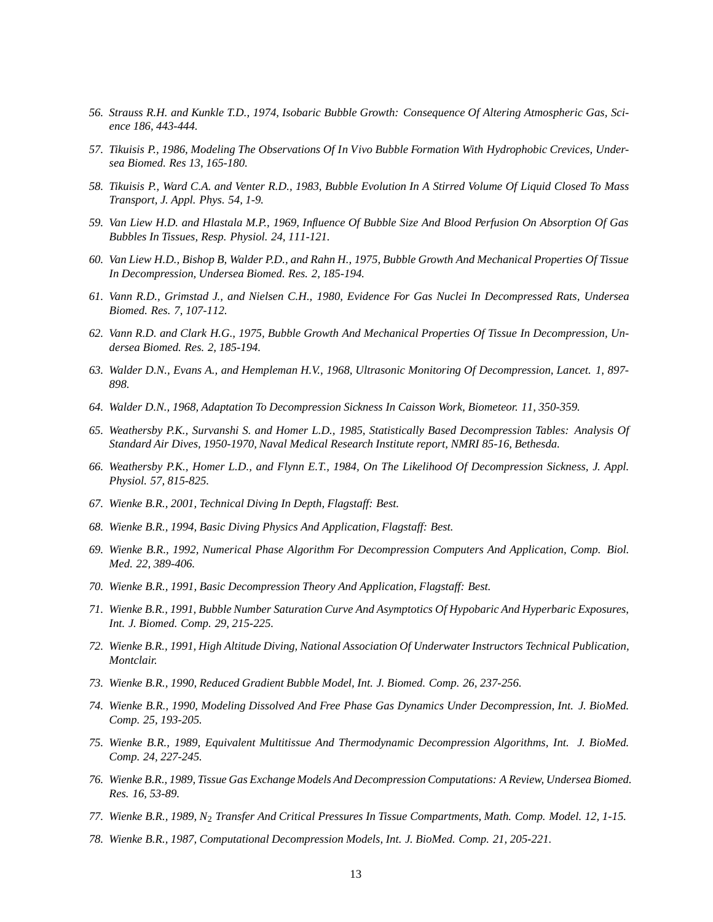56. *Strauss R.H. and Kunkle T.D., 1974, Isobaric Bubble Growth: Consequence Of Altering Atmospheric Gas, Science 186, 443-444.*

57. *Tikuisis P., 1986, Modeling The Observations Of In Vivo Bubble Formation With Hydrophobic Crevices, Undersea Biomed. Res 13, 165-180.*

58. *Tikuisis P., Ward C.A. and Venter R.D., 1983, Bubble Evolution In A Stirred Volume Of Liquid Closed To Mass Transport, J. Appl. Phys. 54, 1-9.*

59. *Van Liew H.D. and Hlastala M.P., 1969, Influence Of Bubble Size And Blood Perfusion On Absorption Of Gas Bubbles In Tissues, Resp. Physiol. 24, 111-121.*

60. *Van Liew H.D., Bishop B, Walder P.D., and Rahn H., 1975, Bubble Growth And Mechanical Properties Of Tissue In Decompression, Undersea Biomed. Res. 2, 185-194.*

61. *Vann R.D., Grimstad J., and Nielsen C.H., 1980, Evidence For Gas Nuclei In Decompressed Rats, Undersea Biomed. Res. 7, 107-112.*

62. *Vann R.D. and Clark H.G., 1975, Bubble Growth And Mechanical Properties Of Tissue In Decompression, Undersea Biomed. Res. 2, 185-194.*

63. *Walder D.N., Evans A., and Hempleman H.V., 1968, Ultrasonic Monitoring Of Decompression, Lancet. 1, 897-898.*

64. *Walder D.N., 1968, Adaptation To Decompression Sickness In Caisson Work, Biometeor. 11, 350-359.*

65. *Weathersby P.K., Survanshi S. and Homer L.D., 1985, Statistically Based Decompression Tables: Analysis Of Standard Air Dives, 1950-1970, Naval Medical Research Institute report, NMRI 85-16, Bethesda.*

66. *Weathersby P.K., Homer L.D., and Flynn E.T., 1984, On The Likelihood Of Decompression Sickness, J. Appl. Physiol. 57, 815-825.*

67. *Wienke B.R., 2001, Technical Diving In Depth, Flagstaff: Best.*

68. *Wienke B.R., 1994, Basic Diving Physics And Application, Flagstaff: Best.*

69. *Wienke B.R., 1992, Numerical Phase Algorithm For Decompression Computers And Application, Comp. Biol. Med. 22, 389-406.*

70. *Wienke B.R., 1991, Basic Decompression Theory And Application, Flagstaff: Best.*

71. *Wienke B.R., 1991, Bubble Number Saturation Curve And Asymptotics Of Hypobaric And Hyperbaric Exposures, Int. J. Biomed. Comp. 29, 215-225.*

72. *Wienke B.R., 1991, High Altitude Diving, National Association Of Underwater Instructors Technical Publication, Montclair.*

73. *Wienke B.R., 1990, Reduced Gradient Bubble Model, Int. J. Biomed. Comp. 26, 237-256.*

74. *Wienke B.R., 1990, Modeling Dissolved And Free Phase Gas Dynamics Under Decompression, Int. J. BioMed. Comp. 25, 193-205.*

75. *Wienke B.R., 1989, Equivalent Multitissue And Thermodynamic Decompression Algorithms, Int. J. BioMed. Comp. 24, 227-245.*

76. *Wienke B.R., 1989, Tissue Gas Exchange Models And Decompression Computations: A Review, Undersea Biomed. Res. 16, 53-89.*

77. *Wienke B.R., 1989, $N_2$ Transfer And Critical Pressures In Tissue Compartments, Math. Comp. Model. 12, 1-15.*

78. *Wienke B.R., 1987, Computational Decompression Models, Int. J. BioMed. Comp. 21, 205-221.*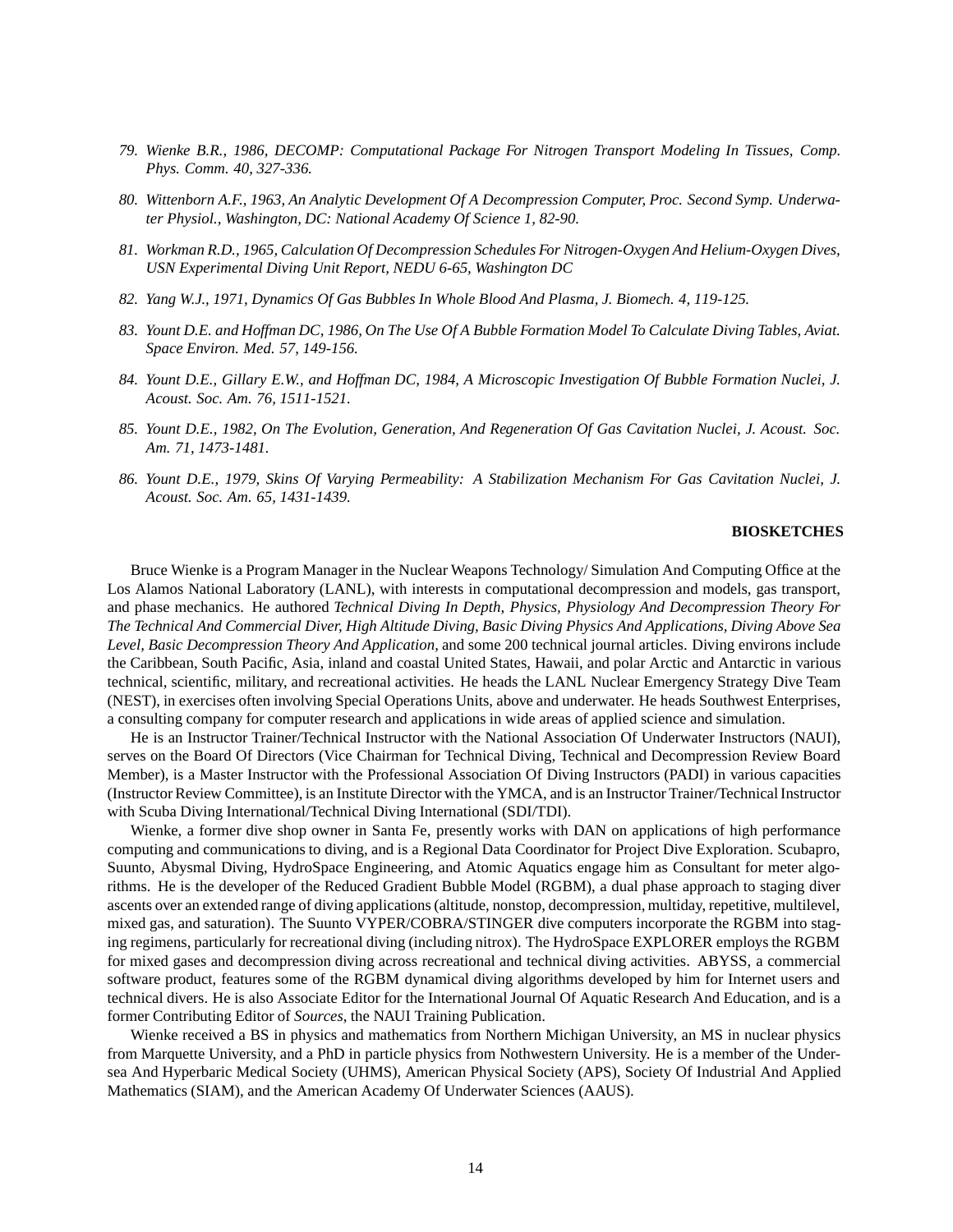79. *Wienke B.R., 1986, DECOMP: Computational Package For Nitrogen Transport Modeling In Tissues, Comp. Phys. Comm. 40, 327-336.*

80. *Wittenborn A.F., 1963, An Analytic Development Of A Decompression Computer, Proc. Second Symp. Underwater Physiol., Washington, DC: National Academy Of Science 1, 82-90.*

81. *Workman R.D., 1965, Calculation Of Decompression Schedules For Nitrogen-Oxygen And Helium-Oxygen Dives, USN Experimental Diving Unit Report, NEDU 6-65, Washington DC*

82. *Yang W.J., 1971, Dynamics Of Gas Bubbles In Whole Blood And Plasma, J. Biomech. 4, 119-125.*

83. *Yount D.E. and Hoffman DC, 1986, On The Use Of A Bubble Formation Model To Calculate Diving Tables, Aviat. Space Environ. Med. 57, 149-156.*

84. *Yount D.E., Gillary E.W., and Hoffman DC, 1984, A Microscopic Investigation Of Bubble Formation Nuclei, J. Acoust. Soc. Am. 76, 1511-1521.*

85. *Yount D.E., 1982, On The Evolution, Generation, And Regeneration Of Gas Cavitation Nuclei, J. Acoust. Soc. Am. 71, 1473-1481.*

86. *Yount D.E., 1979, Skins Of Varying Permeability: A Stabilization Mechanism For Gas Cavitation Nuclei, J. Acoust. Soc. Am. 65, 1431-1439.*

## BIOSKETCHES

Bruce Wienke is a Program Manager in the Nuclear Weapons Technology/ Simulation And Computing Office at the Los Alamos National Laboratory (LANL), with interests in computational decompression and models, gas transport, and phase mechanics. He authored *Technical Diving In Depth, Physics, Physiology And Decompression Theory For The Technical And Commercial Diver, High Altitude Diving, Basic Diving Physics And Applications, Diving Above Sea Level, Basic Decompression Theory And Application*, and some 200 technical journal articles. Diving environs include the Caribbean, South Pacific, Asia, inland and coastal United States, Hawaii, and polar Arctic and Antarctic in various technical, scientific, military, and recreational activities. He heads the LANL Nuclear Emergency Strategy Dive Team (NEST), in exercises often involving Special Operations Units, above and underwater. He heads Southwest Enterprises, a consulting company for computer research and applications in wide areas of applied science and simulation.

He is an Instructor Trainer/Technical Instructor with the National Association Of Underwater Instructors (NAUI), serves on the Board Of Directors (Vice Chairman for Technical Diving, Technical and Decompression Review Board Member), is a Master Instructor with the Professional Association Of Diving Instructors (PADI) in various capacities (Instructor Review Committee), is an Institute Director with the YMCA, and is an Instructor Trainer/Technical Instructor with Scuba Diving International/Technical Diving International (SDI/TDI).

Wienke, a former dive shop owner in Santa Fe, presently works with DAN on applications of high performance computing and communications to diving, and is a Regional Data Coordinator for Project Dive Exploration. Scubapro, Suunto, Abysmal Diving, HydroSpace Engineering, and Atomic Aquatics engage him as Consultant for meter algorithms. He is the developer of the Reduced Gradient Bubble Model (RGBM), a dual phase approach to staging diver ascents over an extended range of diving applications (altitude, nonstop, decompression, multiday, repetitive, multilevel, mixed gas, and saturation). The Suunto VYPER/COBRA/STINGER dive computers incorporate the RGBM into staging regimens, particularly for recreational diving (including nitrox). The HydroSpace EXPLORER employs the RGBM for mixed gases and decompression diving across recreational and technical diving activities. ABYSS, a commercial software product, features some of the RGBM dynamical diving algorithms developed by him for Internet users and technical divers. He is also Associate Editor for the International Journal Of Aquatic Research And Education, and is a former Contributing Editor of *Sources*, the NAUI Training Publication.

Wienke received a BS in physics and mathematics from Northern Michigan University, an MS in nuclear physics from Marquette University, and a PhD in particle physics from Nothwestern University. He is a member of the Undersea And Hyperbaric Medical Society (UHMS), American Physical Society (APS), Society Of Industrial And Applied Mathematics (SIAM), and the American Academy Of Underwater Sciences (AAUS).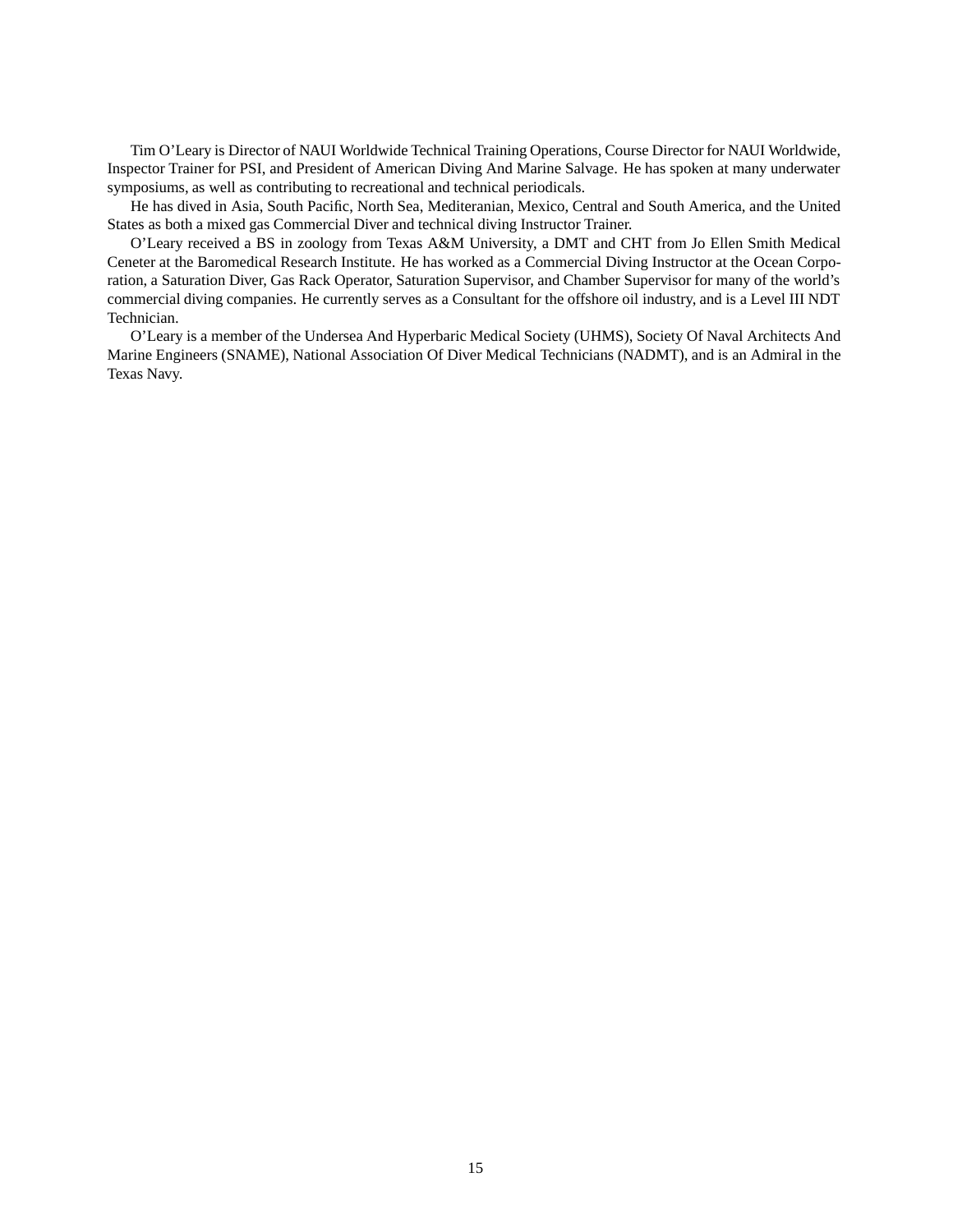Tim O'Leary is Director of NAUI Worldwide Technical Training Operations, Course Director for NAUI Worldwide, Inspector Trainer for PSI, and President of American Diving And Marine Salvage. He has spoken at many underwater symposiums, as well as contributing to recreational and technical periodicals.

He has dived in Asia, South Pacific, North Sea, Mediteranian, Mexico, Central and South America, and the United States as both a mixed gas Commercial Diver and technical diving Instructor Trainer.

O'Leary received a BS in zoology from Texas A&M University, a DMT and CHT from Jo Ellen Smith Medical Ceneter at the Baromedical Research Institute. He has worked as a Commercial Diving Instructor at the Ocean Corporation, a Saturation Diver, Gas Rack Operator, Saturation Supervisor, and Chamber Supervisor for many of the world's commercial diving companies. He currently serves as a Consultant for the offshore oil industry, and is a Level III NDT Technician.

O'Leary is a member of the Undersea And Hyperbaric Medical Society (UHMS), Society Of Naval Architects And Marine Engineers (SNAME), National Association Of Diver Medical Technicians (NADMT), and is an Admiral in the Texas Navy.